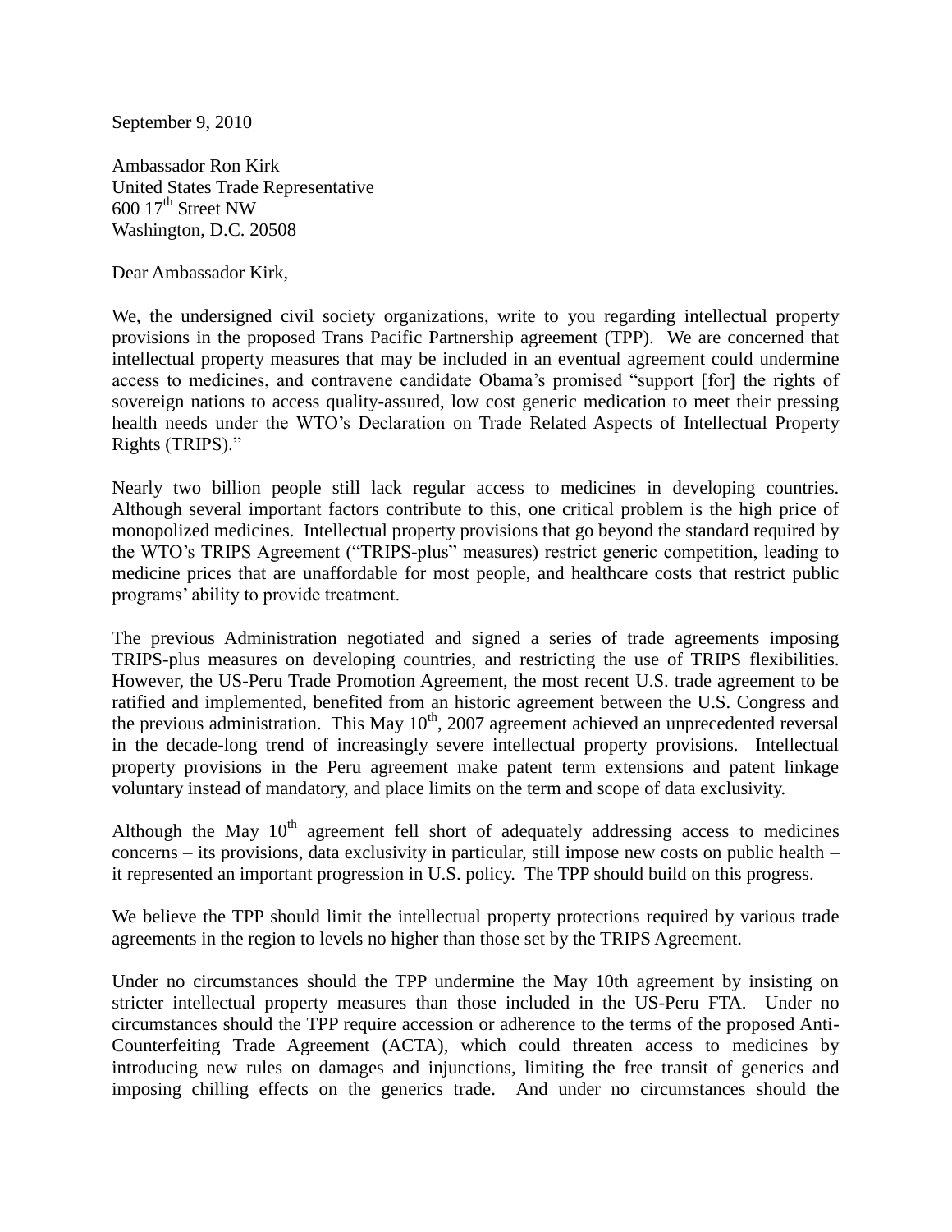September 9, 2010

Ambassador Ron Kirk  
United States Trade Representative  
600 17th Street NW  
Washington, D.C. 20508

Dear Ambassador Kirk,

We, the undersigned civil society organizations, write to you regarding intellectual property provisions in the proposed Trans Pacific Partnership agreement (TPP). We are concerned that intellectual property measures that may be included in an eventual agreement could undermine access to medicines, and contravene candidate Obama's promised "support [for] the rights of sovereign nations to access quality-assured, low cost generic medication to meet their pressing health needs under the WTO's Declaration on Trade Related Aspects of Intellectual Property Rights (TRIPS)."

Nearly two billion people still lack regular access to medicines in developing countries. Although several important factors contribute to this, one critical problem is the high price of monopolized medicines. Intellectual property provisions that go beyond the standard required by the WTO's TRIPS Agreement ("TRIPS-plus" measures) restrict generic competition, leading to medicine prices that are unaffordable for most people, and healthcare costs that restrict public programs' ability to provide treatment.

The previous Administration negotiated and signed a series of trade agreements imposing TRIPS-plus measures on developing countries, and restricting the use of TRIPS flexibilities. However, the US-Peru Trade Promotion Agreement, the most recent U.S. trade agreement to be ratified and implemented, benefited from an historic agreement between the U.S. Congress and the previous administration. This May 10th, 2007 agreement achieved an unprecedented reversal in the decade-long trend of increasingly severe intellectual property provisions. Intellectual property provisions in the Peru agreement make patent term extensions and patent linkage voluntary instead of mandatory, and place limits on the term and scope of data exclusivity.

Although the May 10th agreement fell short of adequately addressing access to medicines concerns – its provisions, data exclusivity in particular, still impose new costs on public health – it represented an important progression in U.S. policy. The TPP should build on this progress.

We believe the TPP should limit the intellectual property protections required by various trade agreements in the region to levels no higher than those set by the TRIPS Agreement.

Under no circumstances should the TPP undermine the May 10th agreement by insisting on stricter intellectual property measures than those included in the US-Peru FTA. Under no circumstances should the TPP require accession or adherence to the terms of the proposed Anti-Counterfeiting Trade Agreement (ACTA), which could threaten access to medicines by introducing new rules on damages and injunctions, limiting the free transit of generics and imposing chilling effects on the generics trade. And under no circumstances should the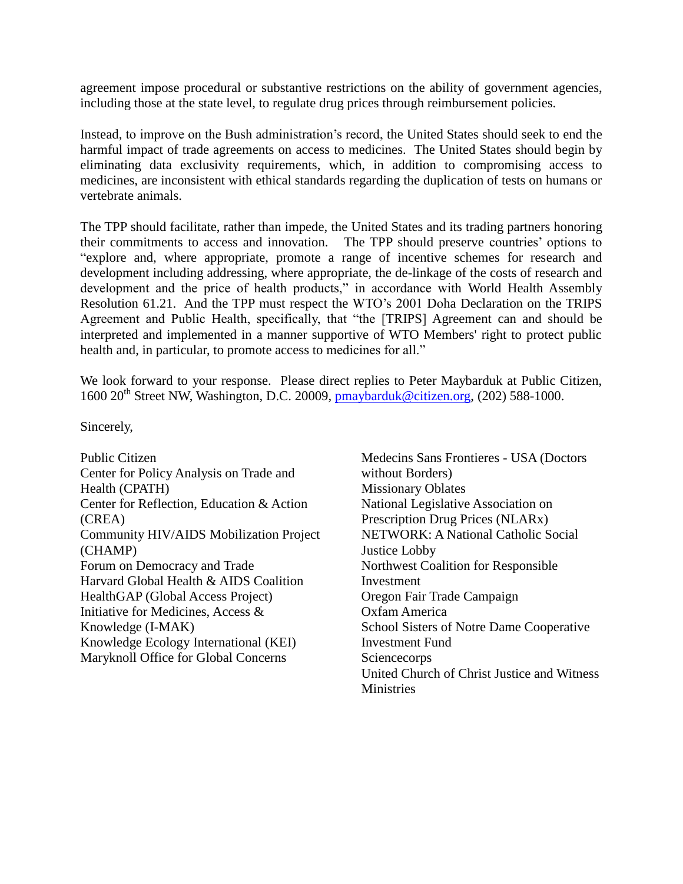agreement impose procedural or substantive restrictions on the ability of government agencies, including those at the state level, to regulate drug prices through reimbursement policies.

Instead, to improve on the Bush administration's record, the United States should seek to end the harmful impact of trade agreements on access to medicines. The United States should begin by eliminating data exclusivity requirements, which, in addition to compromising access to medicines, are inconsistent with ethical standards regarding the duplication of tests on humans or vertebrate animals.

The TPP should facilitate, rather than impede, the United States and its trading partners honoring their commitments to access and innovation. The TPP should preserve countries' options to "explore and, where appropriate, promote a range of incentive schemes for research and development including addressing, where appropriate, the de-linkage of the costs of research and development and the price of health products," in accordance with World Health Assembly Resolution 61.21. And the TPP must respect the WTO's 2001 Doha Declaration on the TRIPS Agreement and Public Health, specifically, that "the [TRIPS] Agreement can and should be interpreted and implemented in a manner supportive of WTO Members' right to protect public health and, in particular, to promote access to medicines for all."

We look forward to your response. Please direct replies to Peter Maybarduk at Public Citizen, 1600 20th Street NW, Washington, D.C. 20009, pmaybarduk@citizen.org, (202) 588-1000.

Sincerely,

Public Citizen
Center for Policy Analysis on Trade and Health (CPATH)
Center for Reflection, Education & Action (CREA)
Community HIV/AIDS Mobilization Project (CHAMP)
Forum on Democracy and Trade
Harvard Global Health & AIDS Coalition
HealthGAP (Global Access Project)
Initiative for Medicines, Access & Knowledge (I-MAK)
Knowledge Ecology International (KEI)
Maryknoll Office for Global Concerns
Medecins Sans Frontieres - USA (Doctors without Borders)
Missionary Oblates
National Legislative Association on Prescription Drug Prices (NLARx)
NETWORK: A National Catholic Social Justice Lobby
Northwest Coalition for Responsible Investment
Oregon Fair Trade Campaign
Oxfam America
School Sisters of Notre Dame Cooperative Investment Fund
Sciencecorps
United Church of Christ Justice and Witness Ministries